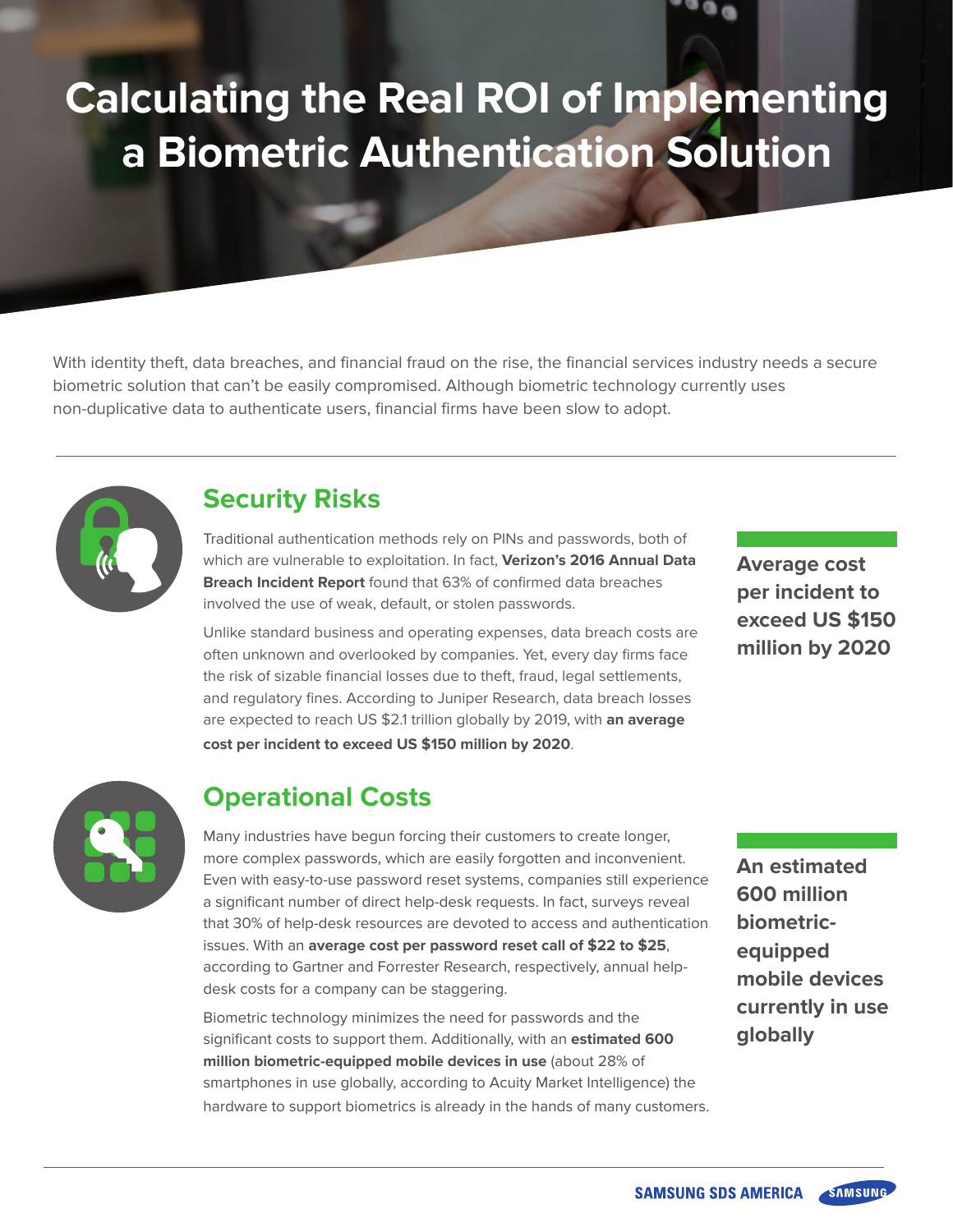# Calculating the Real ROI of Implementing a Biometric Authentication Solution

With identity theft, data breaches, and financial fraud on the rise, the financial services industry needs a secure biometric solution that can't be easily compromised. Although biometric technology currently uses non-duplicative data to authenticate users, financial firms have been slow to adopt.

## Security Risks

Traditional authentication methods rely on PINs and passwords, both of which are vulnerable to exploitation. In fact, **Verizon's 2016 Annual Data Breach Incident Report** found that 63% of confirmed data breaches involved the use of weak, default, or stolen passwords.

Unlike standard business and operating expenses, data breach costs are often unknown and overlooked by companies. Yet, every day firms face the risk of sizable financial losses due to theft, fraud, legal settlements, and regulatory fines. According to Juniper Research, data breach losses are expected to reach US $2.1 trillion globally by 2019, with **an average cost per incident to exceed US $150 million by 2020**.

**Average cost per incident to exceed US $150 million by 2020**

## Operational Costs

Many industries have begun forcing their customers to create longer, more complex passwords, which are easily forgotten and inconvenient. Even with easy-to-use password reset systems, companies still experience a significant number of direct help-desk requests. In fact, surveys reveal that 30% of help-desk resources are devoted to access and authentication issues. With an **average cost per password reset call of $22 to $25**, according to Gartner and Forrester Research, respectively, annual help-desk costs for a company can be staggering.

Biometric technology minimizes the need for passwords and the significant costs to support them. Additionally, with an **estimated 600 million biometric-equipped mobile devices in use** (about 28% of smartphones in use globally, according to Acuity Market Intelligence) the hardware to support biometrics is already in the hands of many customers.

**An estimated 600 million biometric-equipped mobile devices currently in use globally**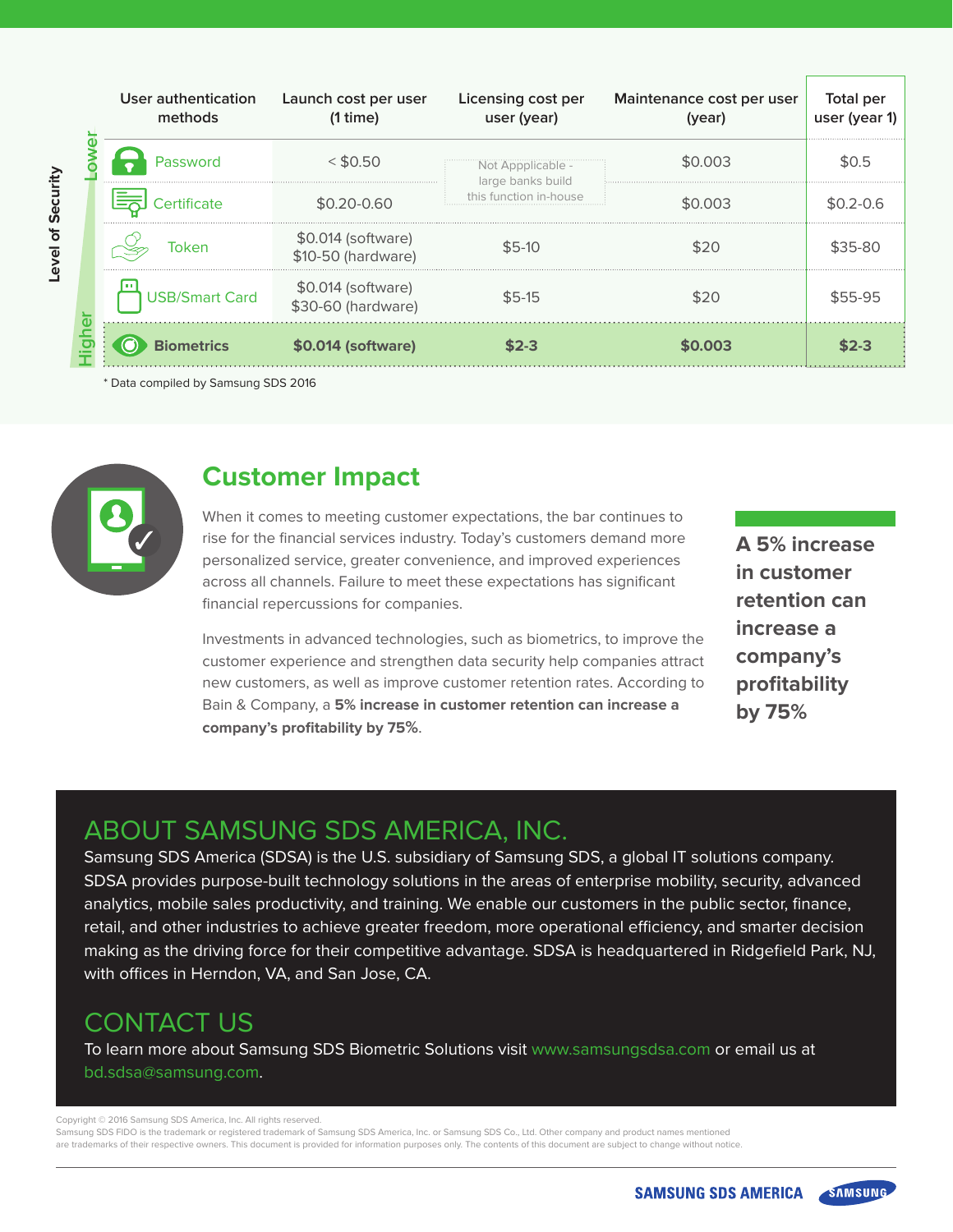| User authentication methods | Launch cost per user (1 time) | Licensing cost per user (year) | Maintenance cost per user (year) | Total per user (year 1) |
|---|---|---|---|---|
| Password | < $0.50 | Not Appplicable - large banks build this function in-house | $0.003 | $0.5 |
| Certificate | $0.20-0.60 | | $0.003 | $0.2-0.6 |
| Token | $0.014 (software) $10-50 (hardware) | $5-10 | $20 | $35-80 |
| USB/Smart Card | $0.014 (software) $30-60 (hardware) | $5-15 | $20 | $55-95 |
| **Biometrics** | **$0.014 (software)** | **$2-3** | **$0.003** | **$2-3** |

Level of Security: Lower → Higher

* Data compiled by Samsung SDS 2016

## Customer Impact

When it comes to meeting customer expectations, the bar continues to rise for the financial services industry. Today's customers demand more personalized service, greater convenience, and improved experiences across all channels. Failure to meet these expectations has significant financial repercussions for companies.

Investments in advanced technologies, such as biometrics, to improve the customer experience and strengthen data security help companies attract new customers, as well as improve customer retention rates. According to Bain & Company, a **5% increase in customer retention can increase a company's profitability by 75%**.

**A 5% increase in customer retention can increase a company's profitability by 75%**

## ABOUT SAMSUNG SDS AMERICA, INC.

Samsung SDS America (SDSA) is the U.S. subsidiary of Samsung SDS, a global IT solutions company. SDSA provides purpose-built technology solutions in the areas of enterprise mobility, security, advanced analytics, mobile sales productivity, and training. We enable our customers in the public sector, finance, retail, and other industries to achieve greater freedom, more operational efficiency, and smarter decision making as the driving force for their competitive advantage. SDSA is headquartered in Ridgefield Park, NJ, with offices in Herndon, VA, and San Jose, CA.

## CONTACT US

To learn more about Samsung SDS Biometric Solutions visit www.samsungsdsa.com or email us at bd.sdsa@samsung.com.

Copyright © 2016 Samsung SDS America, Inc. All rights reserved.
Samsung SDS FIDO is the trademark or registered trademark of Samsung SDS America, Inc. or Samsung SDS Co., Ltd. Other company and product names mentioned are trademarks of their respective owners. This document is provided for information purposes only. The contents of this document are subject to change without notice.

SAMSUNG SDS AMERICA